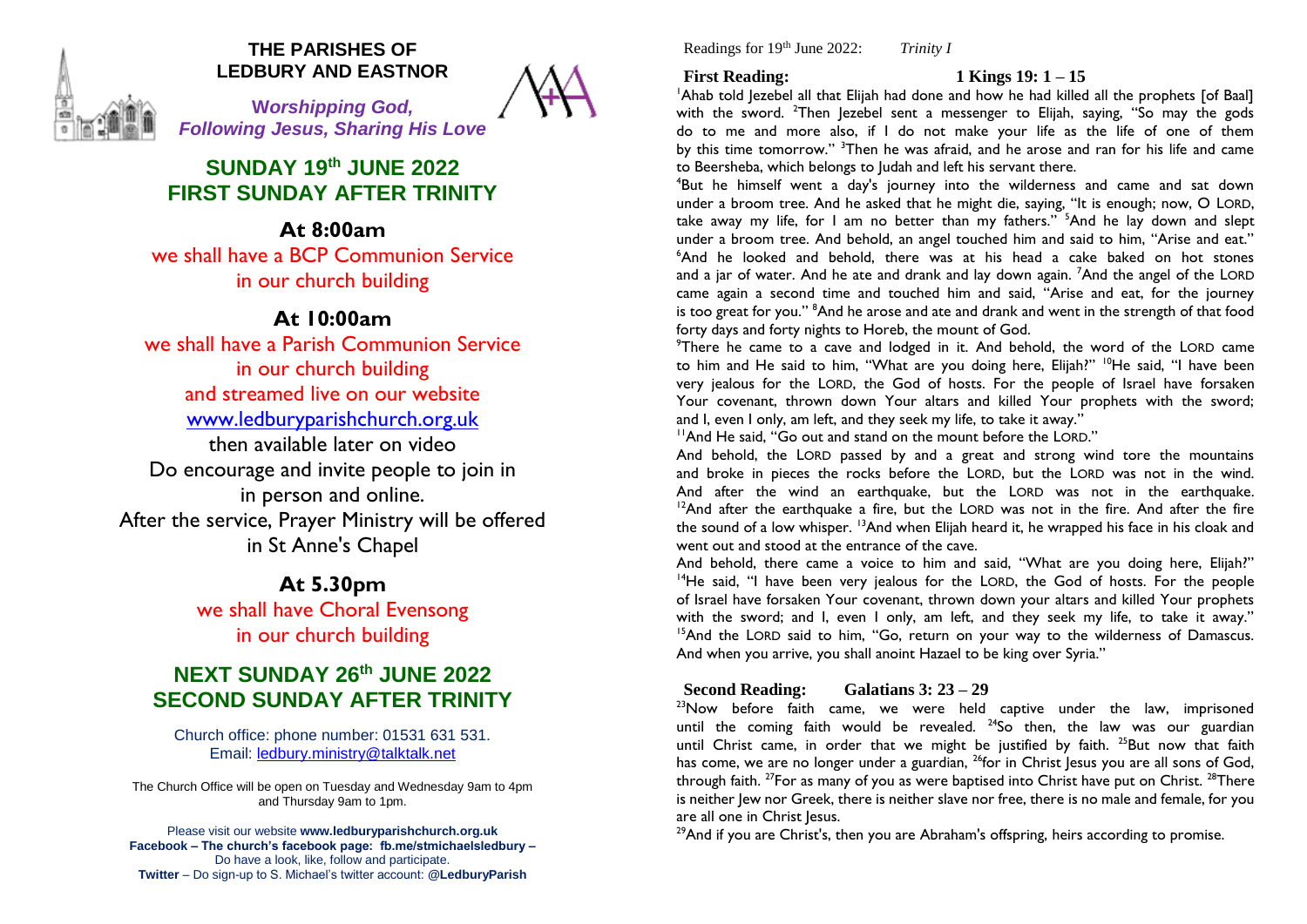# THE PARISHES OF LEDBURY AND EASTNOR

*Worshipping God, Following Jesus, Sharing His Love*

## SUNDAY 19th JUNE 2022
## FIRST SUNDAY AFTER TRINITY

### At 8:00am

we shall have a BCP Communion Service
in our church building

### At 10:00am

we shall have a Parish Communion Service
in our church building
and streamed live on our website
www.ledburyparishchurch.org.uk
then available later on video
Do encourage and invite people to join in
in person and online.
After the service, Prayer Ministry will be offered
in St Anne's Chapel

### At 5.30pm

we shall have Choral Evensong
in our church building

## NEXT SUNDAY 26th JUNE 2022
## SECOND SUNDAY AFTER TRINITY

Church office: phone number: 01531 631 531.
Email: ledbury.ministry@talktalk.net

The Church Office will be open on Tuesday and Wednesday 9am to 4pm and Thursday 9am to 1pm.

Please visit our website **www.ledburyparishchurch.org.uk**
**Facebook – The church's facebook page: fb.me/stmichaelsledbury –** Do have a look, like, follow and participate.
**Twitter** – Do sign-up to S. Michael's twitter account: **@LedburyParish**

Readings for 19th June 2022: *Trinity I*

**First Reading: 1 Kings 19: 1 – 15**

[1]Ahab told Jezebel all that Elijah had done and how he had killed all the prophets [of Baal] with the sword. [2]Then Jezebel sent a messenger to Elijah, saying, "So may the gods do to me and more also, if I do not make your life as the life of one of them by this time tomorrow." [3]Then he was afraid, and he arose and ran for his life and came to Beersheba, which belongs to Judah and left his servant there.

[4]But he himself went a day's journey into the wilderness and came and sat down under a broom tree. And he asked that he might die, saying, "It is enough; now, O LORD, take away my life, for I am no better than my fathers." [5]And he lay down and slept under a broom tree. And behold, an angel touched him and said to him, "Arise and eat." [6]And he looked and behold, there was at his head a cake baked on hot stones and a jar of water. And he ate and drank and lay down again. [7]And the angel of the LORD came again a second time and touched him and said, "Arise and eat, for the journey is too great for you." [8]And he arose and ate and drank and went in the strength of that food forty days and forty nights to Horeb, the mount of God.

[9]There he came to a cave and lodged in it. And behold, the word of the LORD came to him and He said to him, "What are you doing here, Elijah?" [10]He said, "I have been very jealous for the LORD, the God of hosts. For the people of Israel have forsaken Your covenant, thrown down Your altars and killed Your prophets with the sword; and I, even I only, am left, and they seek my life, to take it away."

[11]And He said, "Go out and stand on the mount before the LORD."

And behold, the LORD passed by and a great and strong wind tore the mountains and broke in pieces the rocks before the LORD, but the LORD was not in the wind. And after the wind an earthquake, but the LORD was not in the earthquake. [12]And after the earthquake a fire, but the LORD was not in the fire. And after the fire the sound of a low whisper. [13]And when Elijah heard it, he wrapped his face in his cloak and went out and stood at the entrance of the cave.

And behold, there came a voice to him and said, "What are you doing here, Elijah?" [14]He said, "I have been very jealous for the LORD, the God of hosts. For the people of Israel have forsaken Your covenant, thrown down your altars and killed Your prophets with the sword; and I, even I only, am left, and they seek my life, to take it away." [15]And the LORD said to him, "Go, return on your way to the wilderness of Damascus. And when you arrive, you shall anoint Hazael to be king over Syria."

**Second Reading: Galatians 3: 23 – 29**

[23]Now before faith came, we were held captive under the law, imprisoned until the coming faith would be revealed. [24]So then, the law was our guardian until Christ came, in order that we might be justified by faith. [25]But now that faith has come, we are no longer under a guardian, [26]for in Christ Jesus you are all sons of God, through faith. [27]For as many of you as were baptised into Christ have put on Christ. [28]There is neither Jew nor Greek, there is neither slave nor free, there is no male and female, for you are all one in Christ Jesus.

[29]And if you are Christ's, then you are Abraham's offspring, heirs according to promise.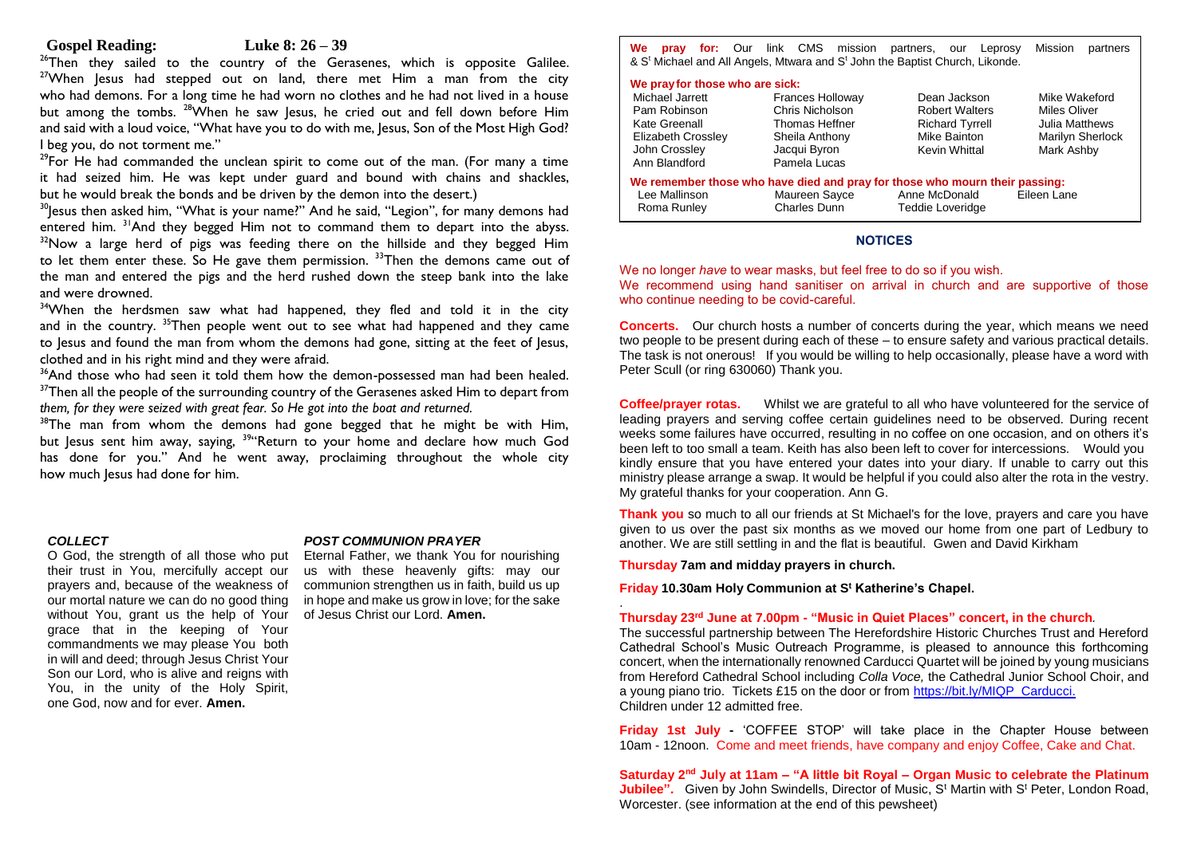## Gospel Reading: Luke 8: 26 – 39

[26]Then they sailed to the country of the Gerasenes, which is opposite Galilee. [27]When Jesus had stepped out on land, there met Him a man from the city who had demons. For a long time he had worn no clothes and he had not lived in a house but among the tombs. [28]When he saw Jesus, he cried out and fell down before Him and said with a loud voice, "What have you to do with me, Jesus, Son of the Most High God? I beg you, do not torment me."

[29]For He had commanded the unclean spirit to come out of the man. (For many a time it had seized him. He was kept under guard and bound with chains and shackles, but he would break the bonds and be driven by the demon into the desert.)

[30]Jesus then asked him, "What is your name?" And he said, "Legion", for many demons had entered him. [31]And they begged Him not to command them to depart into the abyss. [32]Now a large herd of pigs was feeding there on the hillside and they begged Him to let them enter these. So He gave them permission. [33]Then the demons came out of the man and entered the pigs and the herd rushed down the steep bank into the lake and were drowned.

[34]When the herdsmen saw what had happened, they fled and told it in the city and in the country. [35]Then people went out to see what had happened and they came to Jesus and found the man from whom the demons had gone, sitting at the feet of Jesus, clothed and in his right mind and they were afraid.

[36]And those who had seen it told them how the demon-possessed man had been healed. [37]Then all the people of the surrounding country of the Gerasenes asked Him to depart from *them, for they were seized with great fear. So He got into the boat and returned.*

[38]The man from whom the demons had gone begged that he might be with Him, but Jesus sent him away, saying, [39]"Return to your home and declare how much God has done for you." And he went away, proclaiming throughout the whole city how much Jesus had done for him.

### *COLLECT*

O God, the strength of all those who put their trust in You, mercifully accept our prayers and, because of the weakness of our mortal nature we can do no good thing without You, grant us the help of Your grace that in the keeping of Your commandments we may please You both in will and deed; through Jesus Christ Your Son our Lord, who is alive and reigns with You, in the unity of the Holy Spirit, one God, now and for ever. **Amen.**

### *POST COMMUNION PRAYER*

Eternal Father, we thank You for nourishing us with these heavenly gifts: may our communion strengthen us in faith, build us up in hope and make us grow in love; for the sake of Jesus Christ our Lord. **Amen.**

---

**We pray for:** Our link CMS mission partners, our Leprosy Mission partners & St Michael and All Angels, Mtwara and St John the Baptist Church, Likonde.

**We pray for those who are sick:**

| | | | |
|---|---|---|---|
| Michael Jarrett | Frances Holloway | Dean Jackson | Mike Wakeford |
| Pam Robinson | Chris Nicholson | Robert Walters | Miles Oliver |
| Kate Greenall | Thomas Heffner | Richard Tyrrell | Julia Matthews |
| Elizabeth Crossley | Sheila Anthony | Mike Bainton | Marilyn Sherlock |
| John Crossley | Jacqui Byron | Kevin Whittal | Mark Ashby |
| Ann Blandford | Pamela Lucas | | |

**We remember those who have died and pray for those who mourn their passing:**

| | | | |
|---|---|---|---|
| Lee Mallinson | Maureen Sayce | Anne McDonald | Eileen Lane |
| Roma Runley | Charles Dunn | Teddie Loveridge | |

## NOTICES

We no longer *have* to wear masks, but feel free to do so if you wish.
We recommend using hand sanitiser on arrival in church and are supportive of those who continue needing to be covid-careful.

**Concerts.** Our church hosts a number of concerts during the year, which means we need two people to be present during each of these – to ensure safety and various practical details. The task is not onerous! If you would be willing to help occasionally, please have a word with Peter Scull (or ring 630060) Thank you.

**Coffee/prayer rotas.** Whilst we are grateful to all who have volunteered for the service of leading prayers and serving coffee certain guidelines need to be observed. During recent weeks some failures have occurred, resulting in no coffee on one occasion, and on others it's been left to too small a team. Keith has also been left to cover for intercessions. Would you kindly ensure that you have entered your dates into your diary. If unable to carry out this ministry please arrange a swap. It would be helpful if you could also alter the rota in the vestry. My grateful thanks for your cooperation. Ann G.

**Thank you** so much to all our friends at St Michael's for the love, prayers and care you have given to us over the past six months as we moved our home from one part of Ledbury to another. We are still settling in and the flat is beautiful. Gwen and David Kirkham

**Thursday 7am and midday prayers in church.**

**Friday 10.30am Holy Communion at St Katherine's Chapel.**

**Thursday 23rd June at 7.00pm - "Music in Quiet Places" concert, in the church.**
The successful partnership between The Herefordshire Historic Churches Trust and Hereford Cathedral School's Music Outreach Programme, is pleased to announce this forthcoming concert, when the internationally renowned Carducci Quartet will be joined by young musicians from Hereford Cathedral School including *Colla Voce,* the Cathedral Junior School Choir, and a young piano trio. Tickets £15 on the door or from https://bit.ly/MIQP_Carducci.
Children under 12 admitted free.

**Friday 1st July -** 'COFFEE STOP' will take place in the Chapter House between 10am - 12noon. Come and meet friends, have company and enjoy Coffee, Cake and Chat.

**Saturday 2nd July at 11am – "A little bit Royal – Organ Music to celebrate the Platinum Jubilee".** Given by John Swindells, Director of Music, St Martin with St Peter, London Road, Worcester. (see information at the end of this pewsheet)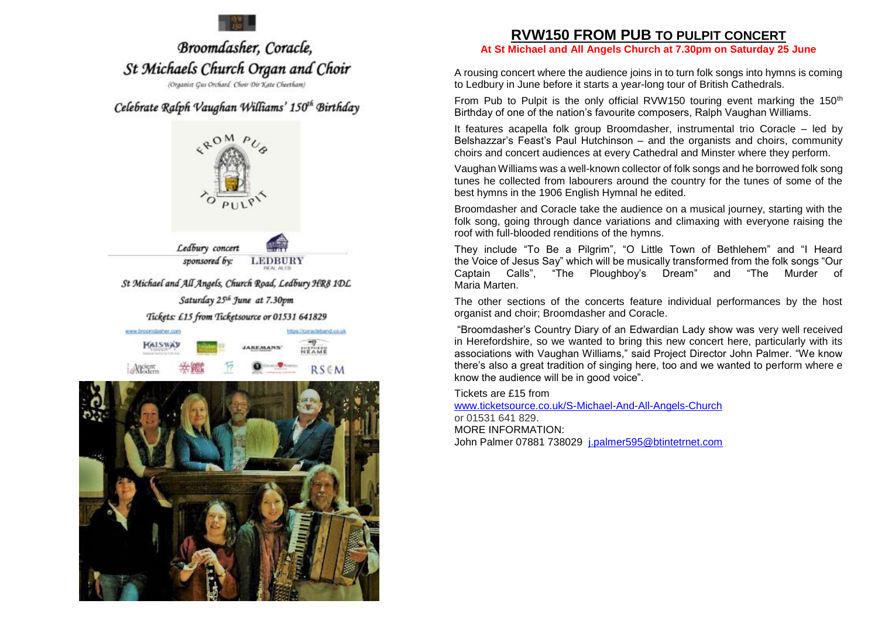Broomdasher, Coracle,

St Michaels Church Organ and Choir

(Organist Gus Orchard Choir Dir Kate Cheetham)

Celebrate Ralph Vaughan Williams' 150th Birthday

FROM PUB TO PULPIT

Ledbury concert sponsored by: LEDBURY REAL ALES

St Michael and All Angels, Church Road, Ledbury HR8 1DL

Saturday 25th June at 7.30pm

Tickets: £15 from Ticketsource or 01531 641829

www.broomdasher.com https://coracleband.co.uk

# RVW150 FROM PUB TO PULPIT CONCERT

**At St Michael and All Angels Church at 7.30pm on Saturday 25 June**

A rousing concert where the audience joins in to turn folk songs into hymns is coming to Ledbury in June before it starts a year-long tour of British Cathedrals.

From Pub to Pulpit is the only official RVW150 touring event marking the 150th Birthday of one of the nation's favourite composers, Ralph Vaughan Williams.

It features acapella folk group Broomdasher, instrumental trio Coracle – led by Belshazzar's Feast's Paul Hutchinson – and the organists and choirs, community choirs and concert audiences at every Cathedral and Minster where they perform.

Vaughan Williams was a well-known collector of folk songs and he borrowed folk song tunes he collected from labourers around the country for the tunes of some of the best hymns in the 1906 English Hymnal he edited.

Broomdasher and Coracle take the audience on a musical journey, starting with the folk song, going through dance variations and climaxing with everyone raising the roof with full-blooded renditions of the hymns.

They include "To Be a Pilgrim", "O Little Town of Bethlehem" and "I Heard the Voice of Jesus Say" which will be musically transformed from the folk songs "Our Captain Calls", "The Ploughboy's Dream" and "The Murder of Maria Marten.

The other sections of the concerts feature individual performances by the host organist and choir; Broomdasher and Coracle.

"Broomdasher's Country Diary of an Edwardian Lady show was very well received in Herefordshire, so we wanted to bring this new concert here, particularly with its associations with Vaughan Williams," said Project Director John Palmer. "We know there's also a great tradition of singing here, too and we wanted to perform where e know the audience will be in good voice".

Tickets are £15 from
www.ticketsource.co.uk/S-Michael-And-All-Angels-Church
or 01531 641 829.
MORE INFORMATION:
John Palmer 07881 738029 j.palmer595@btintetrnet.com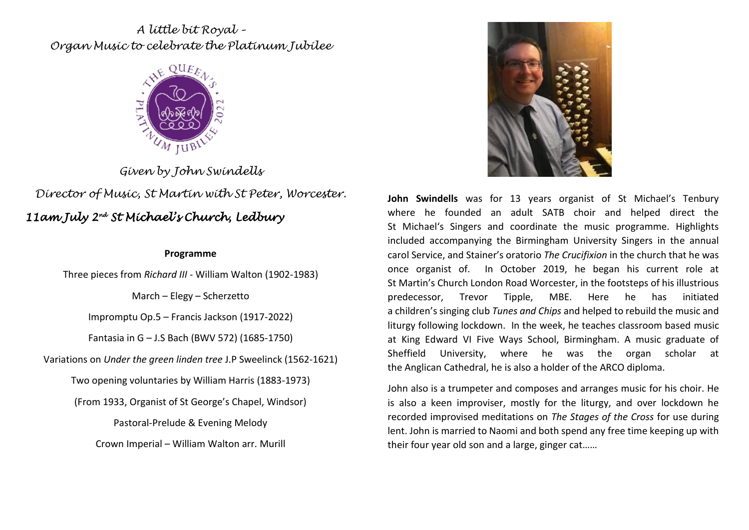*A little bit Royal –*
*Organ Music to celebrate the Platinum Jubilee*

*Given by John Swindells*

*Director of Music, St Martin with St Peter, Worcester.*

*11am July 2nd St Michael's Church, Ledbury*

**Programme**

Three pieces from *Richard III* - William Walton (1902-1983)

March – Elegy – Scherzetto

Impromptu Op.5 – Francis Jackson (1917-2022)

Fantasia in G – J.S Bach (BWV 572) (1685-1750)

Variations on *Under the green linden tree* J.P Sweelinck (1562-1621)

Two opening voluntaries by William Harris (1883-1973)

(From 1933, Organist of St George's Chapel, Windsor)

Pastoral-Prelude & Evening Melody

Crown Imperial – William Walton arr. Murill

**John Swindells** was for 13 years organist of St Michael's Tenbury where he founded an adult SATB choir and helped direct the St Michael's Singers and coordinate the music programme. Highlights included accompanying the Birmingham University Singers in the annual carol Service, and Stainer's oratorio *The Crucifixion* in the church that he was once organist of. In October 2019, he began his current role at St Martin's Church London Road Worcester, in the footsteps of his illustrious predecessor, Trevor Tipple, MBE. Here he has initiated a children's singing club *Tunes and Chips* and helped to rebuild the music and liturgy following lockdown. In the week, he teaches classroom based music at King Edward VI Five Ways School, Birmingham. A music graduate of Sheffield University, where he was the organ scholar at the Anglican Cathedral, he is also a holder of the ARCO diploma.

John also is a trumpeter and composes and arranges music for his choir. He is also a keen improviser, mostly for the liturgy, and over lockdown he recorded improvised meditations on *The Stages of the Cross* for use during lent. John is married to Naomi and both spend any free time keeping up with their four year old son and a large, ginger cat……